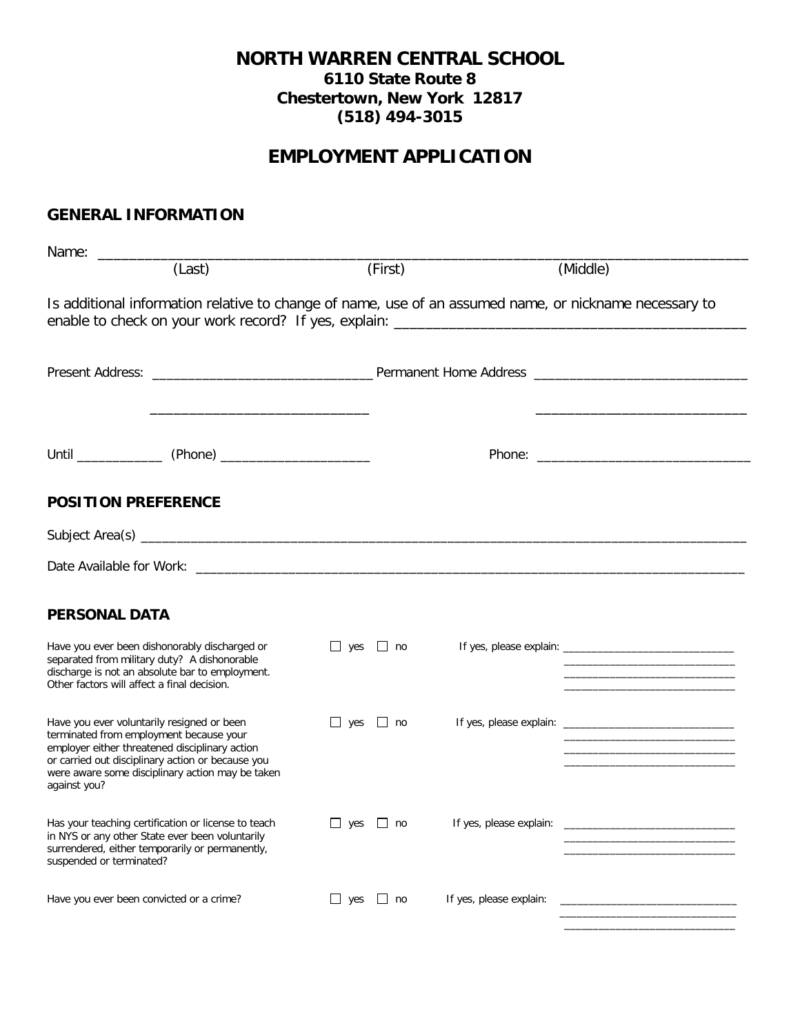# NORTH WARREN CENTRAL SCHOOL

**6110 State Route 8**
**Chestertown, New York 12817**
**(518) 494-3015**

## EMPLOYMENT APPLICATION

### GENERAL INFORMATION

Name: ______________________________________________________________________________
(Last) (First) (Middle)

Is additional information relative to change of name, use of an assumed name, or nickname necessary to enable to check on your work record? If yes, explain: ____________________________________________

Present Address: ______________________________ Permanent Home Address ______________________________

______________________________ ______________________________

Until ____________ (Phone) _____________________ Phone: ______________________________

### POSITION PREFERENCE

Subject Area(s) ______________________________________________________________________________

Date Available for Work: ______________________________________________________________________

### PERSONAL DATA

Have you ever been dishonorably discharged or separated from military duty? A dishonorable discharge is not an absolute bar to employment. Other factors will affect a final decision.

☐ yes ☐ no If yes, please explain: ______________________________

Have you ever voluntarily resigned or been terminated from employment because your employer either threatened disciplinary action or carried out disciplinary action or because you were aware some disciplinary action may be taken against you?

☐ yes ☐ no If yes, please explain: ______________________________

Has your teaching certification or license to teach in NYS or any other State ever been voluntarily surrendered, either temporarily or permanently, suspended or terminated?

☐ yes ☐ no If yes, please explain: ______________________________

Have you ever been convicted or a crime?

☐ yes ☐ no If yes, please explain: ______________________________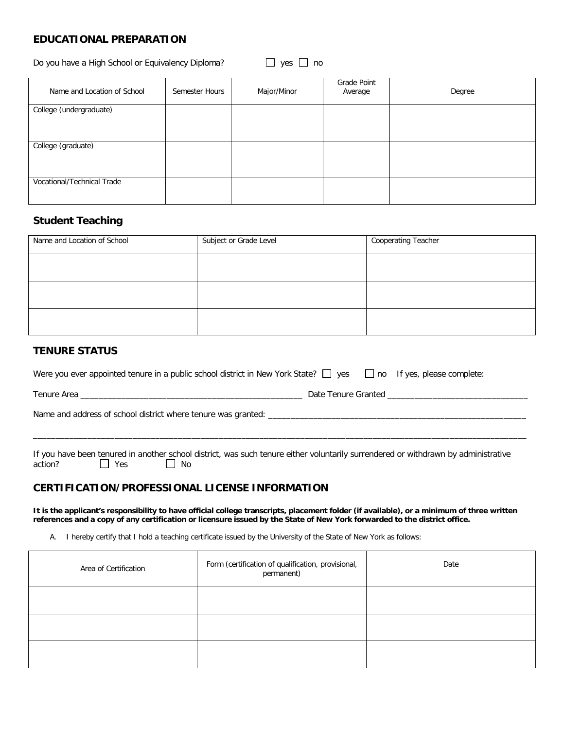## EDUCATIONAL PREPARATION

Do you have a High School or Equivalency Diploma? ☐ yes ☐ no

| Name and Location of School | Semester Hours | Major/Minor | Grade Point Average | Degree |
|---|---|---|---|---|
| College (undergraduate) | | | | |
| College (graduate) | | | | |
| Vocational/Technical Trade | | | | |

## Student Teaching

| Name and Location of School | Subject or Grade Level | Cooperating Teacher |
|---|---|---|
| | | |
| | | |
| | | |

## TENURE STATUS

Were you ever appointed tenure in a public school district in New York State? ☐ yes ☐ no If yes, please complete:

Tenure Area ______________________________________________ Date Tenure Granted ______________________________

Name and address of school district where tenure was granted: ______________________________________________________

______________________________________________________________________________________________________________

If you have been tenured in another school district, was such tenure either voluntarily surrendered or withdrawn by administrative action? ☐ Yes ☐ No

## CERTIFICATION/PROFESSIONAL LICENSE INFORMATION

**It is the applicant's responsibility to have official college transcripts, placement folder (if available), or a minimum of three written references and a copy of any certification or licensure issued by the State of New York forwarded to the district office.**

A. I hereby certify that I hold a teaching certificate issued by the University of the State of New York as follows:

| Area of Certification | Form (certification of qualification, provisional, permanent) | Date |
|---|---|---|
| | | |
| | | |
| | | |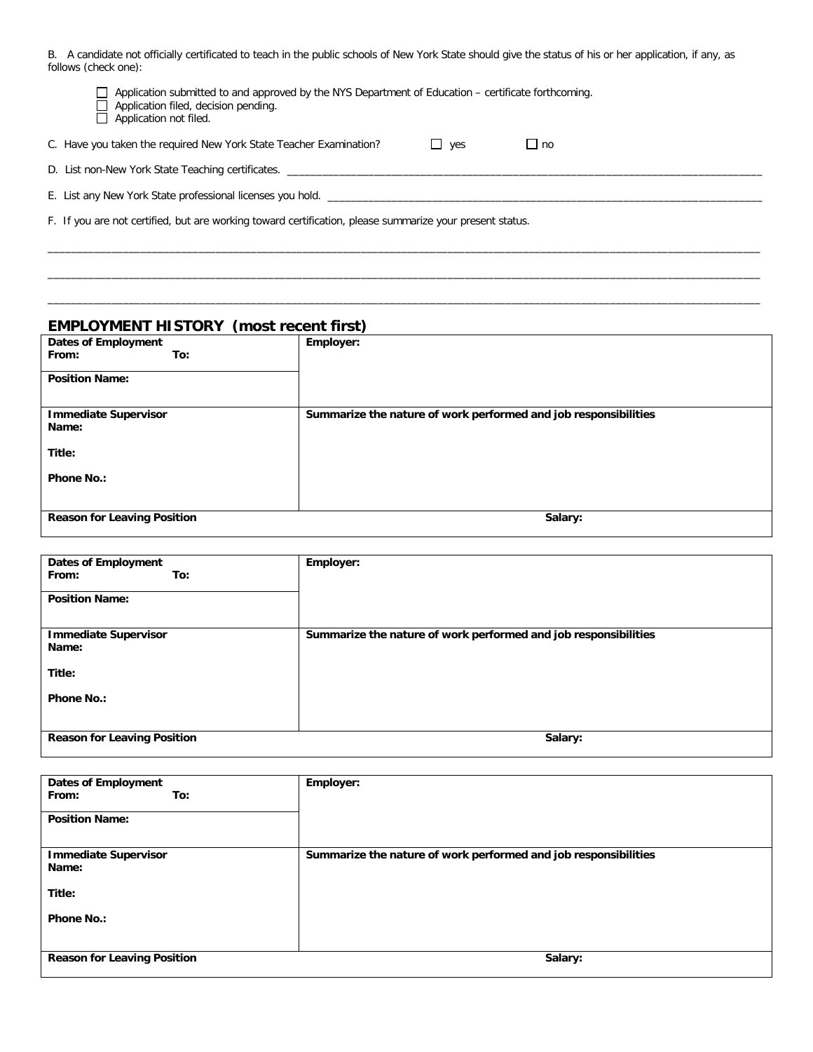B. A candidate not officially certificated to teach in the public schools of New York State should give the status of his or her application, if any, as follows (check one):

- ☐ Application submitted to and approved by the NYS Department of Education – certificate forthcoming.
- ☐ Application filed, decision pending.
- ☐ Application not filed.

C. Have you taken the required New York State Teacher Examination? ☐ yes ☐ no

D. List non-New York State Teaching certificates. ____________________________________________

E. List any New York State professional licenses you hold. ____________________________________________

F. If you are not certified, but are working toward certification, please summarize your present status.

____________________________________________________________________________________

____________________________________________________________________________________

____________________________________________________________________________________

## EMPLOYMENT HISTORY (most recent first)

| **Dates of Employment** <br> **From:** **To:** | **Employer:** |
|---|---|
| **Position Name:** | |
| **Immediate Supervisor** <br> **Name:** <br> **Title:** <br> **Phone No.:** | **Summarize the nature of work performed and job responsibilities** |
| **Reason for Leaving Position** | **Salary:** |

| **Dates of Employment** <br> **From:** **To:** | **Employer:** |
|---|---|
| **Position Name:** | |
| **Immediate Supervisor** <br> **Name:** <br> **Title:** <br> **Phone No.:** | **Summarize the nature of work performed and job responsibilities** |
| **Reason for Leaving Position** | **Salary:** |

| **Dates of Employment** <br> **From:** **To:** | **Employer:** |
|---|---|
| **Position Name:** | |
| **Immediate Supervisor** <br> **Name:** <br> **Title:** <br> **Phone No.:** | **Summarize the nature of work performed and job responsibilities** |
| **Reason for Leaving Position** | **Salary:** |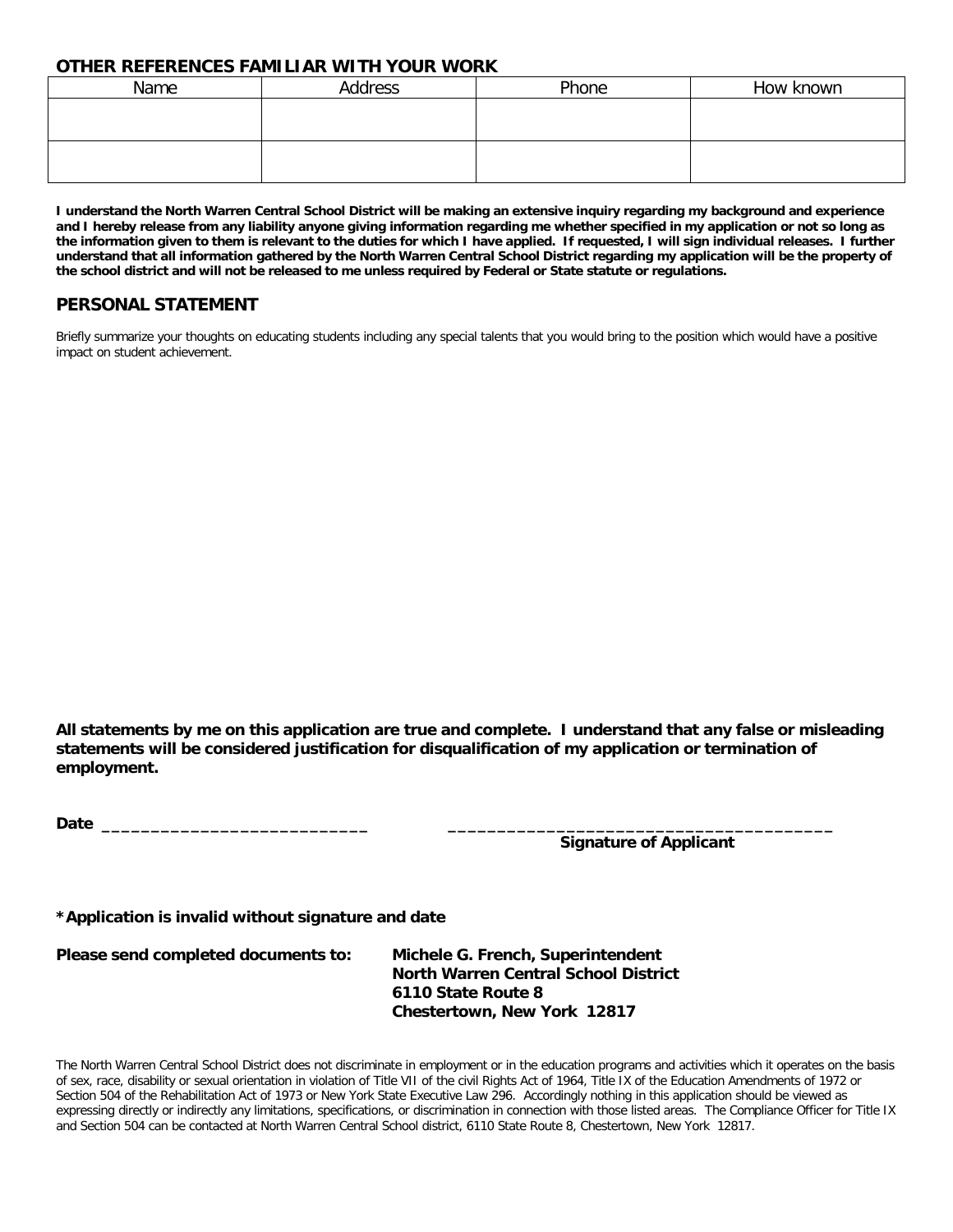## OTHER REFERENCES FAMILIAR WITH YOUR WORK

| Name | Address | Phone | How known |
|---|---|---|---|
| | | | |
| | | | |

**I understand the North Warren Central School District will be making an extensive inquiry regarding my background and experience and I hereby release from any liability anyone giving information regarding me whether specified in my application or not so long as the information given to them is relevant to the duties for which I have applied. If requested, I will sign individual releases. I further understand that all information gathered by the North Warren Central School District regarding my application will be the property of the school district and will not be released to me unless required by Federal or State statute or regulations.**

## PERSONAL STATEMENT

Briefly summarize your thoughts on educating students including any special talents that you would bring to the position which would have a positive impact on student achievement.

**All statements by me on this application are true and complete. I understand that any false or misleading statements will be considered justification for disqualification of my application or termination of employment.**

**Date ___________________________** ________________________________________
**Signature of Applicant**

**\*Application is invalid without signature and date**

**Please send completed documents to:**

**Michele G. French, Superintendent**
**North Warren Central School District**
**6110 State Route 8**
**Chestertown, New York 12817**

The North Warren Central School District does not discriminate in employment or in the education programs and activities which it operates on the basis of sex, race, disability or sexual orientation in violation of Title VII of the civil Rights Act of 1964, Title IX of the Education Amendments of 1972 or Section 504 of the Rehabilitation Act of 1973 or New York State Executive Law 296. Accordingly nothing in this application should be viewed as expressing directly or indirectly any limitations, specifications, or discrimination in connection with those listed areas. The Compliance Officer for Title IX and Section 504 can be contacted at North Warren Central School district, 6110 State Route 8, Chestertown, New York 12817.